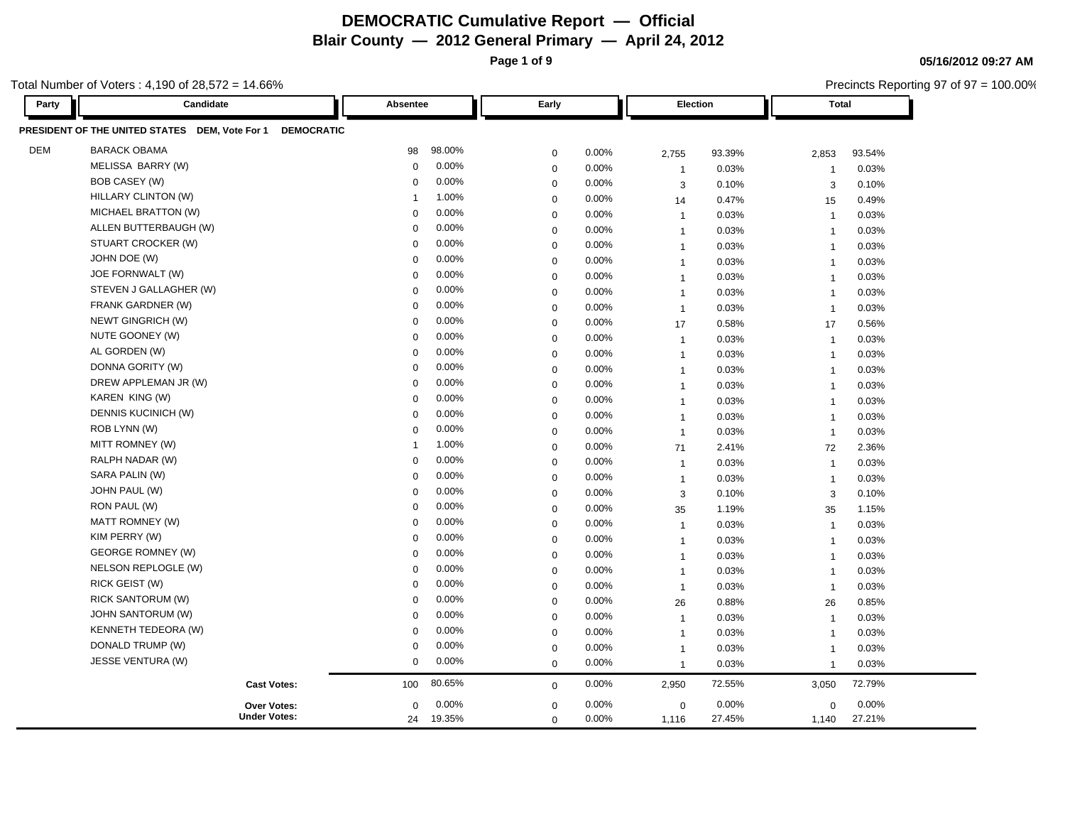# DEMOCRATIC Cumulative Report — Official

## Blair County — 2012 General Primary — April 24, 2012

05/16/2012 09:27 AM

Total Number of Voters : 4,190 of 28,572 = 14.66%

Precincts Reporting 97 of 97 = 100.00%

| Party | Candidate | Absentee | | Early | | Election | | Total | |
|---|---|---|---|---|---|---|---|---|---|
| **PRESIDENT OF THE UNITED STATES DEM, Vote For 1 DEMOCRATIC** | | | | | | | | | |
| DEM | BARACK OBAMA | 98 | 98.00% | 0 | 0.00% | 2,755 | 93.39% | 2,853 | 93.54% |
| | MELISSA BARRY (W) | 0 | 0.00% | 0 | 0.00% | 1 | 0.03% | 1 | 0.03% |
| | BOB CASEY (W) | 0 | 0.00% | 0 | 0.00% | 3 | 0.10% | 3 | 0.10% |
| | HILLARY CLINTON (W) | 1 | 1.00% | 0 | 0.00% | 14 | 0.47% | 15 | 0.49% |
| | MICHAEL BRATTON (W) | 0 | 0.00% | 0 | 0.00% | 1 | 0.03% | 1 | 0.03% |
| | ALLEN BUTTERBAUGH (W) | 0 | 0.00% | 0 | 0.00% | 1 | 0.03% | 1 | 0.03% |
| | STUART CROCKER (W) | 0 | 0.00% | 0 | 0.00% | 1 | 0.03% | 1 | 0.03% |
| | JOHN DOE (W) | 0 | 0.00% | 0 | 0.00% | 1 | 0.03% | 1 | 0.03% |
| | JOE FORNWALT (W) | 0 | 0.00% | 0 | 0.00% | 1 | 0.03% | 1 | 0.03% |
| | STEVEN J GALLAGHER (W) | 0 | 0.00% | 0 | 0.00% | 1 | 0.03% | 1 | 0.03% |
| | FRANK GARDNER (W) | 0 | 0.00% | 0 | 0.00% | 1 | 0.03% | 1 | 0.03% |
| | NEWT GINGRICH (W) | 0 | 0.00% | 0 | 0.00% | 17 | 0.58% | 17 | 0.56% |
| | NUTE GOONEY (W) | 0 | 0.00% | 0 | 0.00% | 1 | 0.03% | 1 | 0.03% |
| | AL GORDEN (W) | 0 | 0.00% | 0 | 0.00% | 1 | 0.03% | 1 | 0.03% |
| | DONNA GORITY (W) | 0 | 0.00% | 0 | 0.00% | 1 | 0.03% | 1 | 0.03% |
| | DREW APPLEMAN JR (W) | 0 | 0.00% | 0 | 0.00% | 1 | 0.03% | 1 | 0.03% |
| | KAREN KING (W) | 0 | 0.00% | 0 | 0.00% | 1 | 0.03% | 1 | 0.03% |
| | DENNIS KUCINICH (W) | 0 | 0.00% | 0 | 0.00% | 1 | 0.03% | 1 | 0.03% |
| | ROB LYNN (W) | 0 | 0.00% | 0 | 0.00% | 1 | 0.03% | 1 | 0.03% |
| | MITT ROMNEY (W) | 1 | 1.00% | 0 | 0.00% | 71 | 2.41% | 72 | 2.36% |
| | RALPH NADAR (W) | 0 | 0.00% | 0 | 0.00% | 1 | 0.03% | 1 | 0.03% |
| | SARA PALIN (W) | 0 | 0.00% | 0 | 0.00% | 1 | 0.03% | 1 | 0.03% |
| | JOHN PAUL (W) | 0 | 0.00% | 0 | 0.00% | 3 | 0.10% | 3 | 0.10% |
| | RON PAUL (W) | 0 | 0.00% | 0 | 0.00% | 35 | 1.19% | 35 | 1.15% |
| | MATT ROMNEY (W) | 0 | 0.00% | 0 | 0.00% | 1 | 0.03% | 1 | 0.03% |
| | KIM PERRY (W) | 0 | 0.00% | 0 | 0.00% | 1 | 0.03% | 1 | 0.03% |
| | GEORGE ROMNEY (W) | 0 | 0.00% | 0 | 0.00% | 1 | 0.03% | 1 | 0.03% |
| | NELSON REPLOGLE (W) | 0 | 0.00% | 0 | 0.00% | 1 | 0.03% | 1 | 0.03% |
| | RICK GEIST (W) | 0 | 0.00% | 0 | 0.00% | 1 | 0.03% | 1 | 0.03% |
| | RICK SANTORUM (W) | 0 | 0.00% | 0 | 0.00% | 26 | 0.88% | 26 | 0.85% |
| | JOHN SANTORUM (W) | 0 | 0.00% | 0 | 0.00% | 1 | 0.03% | 1 | 0.03% |
| | KENNETH TEDEORA (W) | 0 | 0.00% | 0 | 0.00% | 1 | 0.03% | 1 | 0.03% |
| | DONALD TRUMP (W) | 0 | 0.00% | 0 | 0.00% | 1 | 0.03% | 1 | 0.03% |
| | JESSE VENTURA (W) | 0 | 0.00% | 0 | 0.00% | 1 | 0.03% | 1 | 0.03% |
| | **Cast Votes:** | 100 | 80.65% | 0 | 0.00% | 2,950 | 72.55% | 3,050 | 72.79% |
| | **Over Votes:** | 0 | 0.00% | 0 | 0.00% | 0 | 0.00% | 0 | 0.00% |
| | **Under Votes:** | 24 | 19.35% | 0 | 0.00% | 1,116 | 27.45% | 1,140 | 27.21% |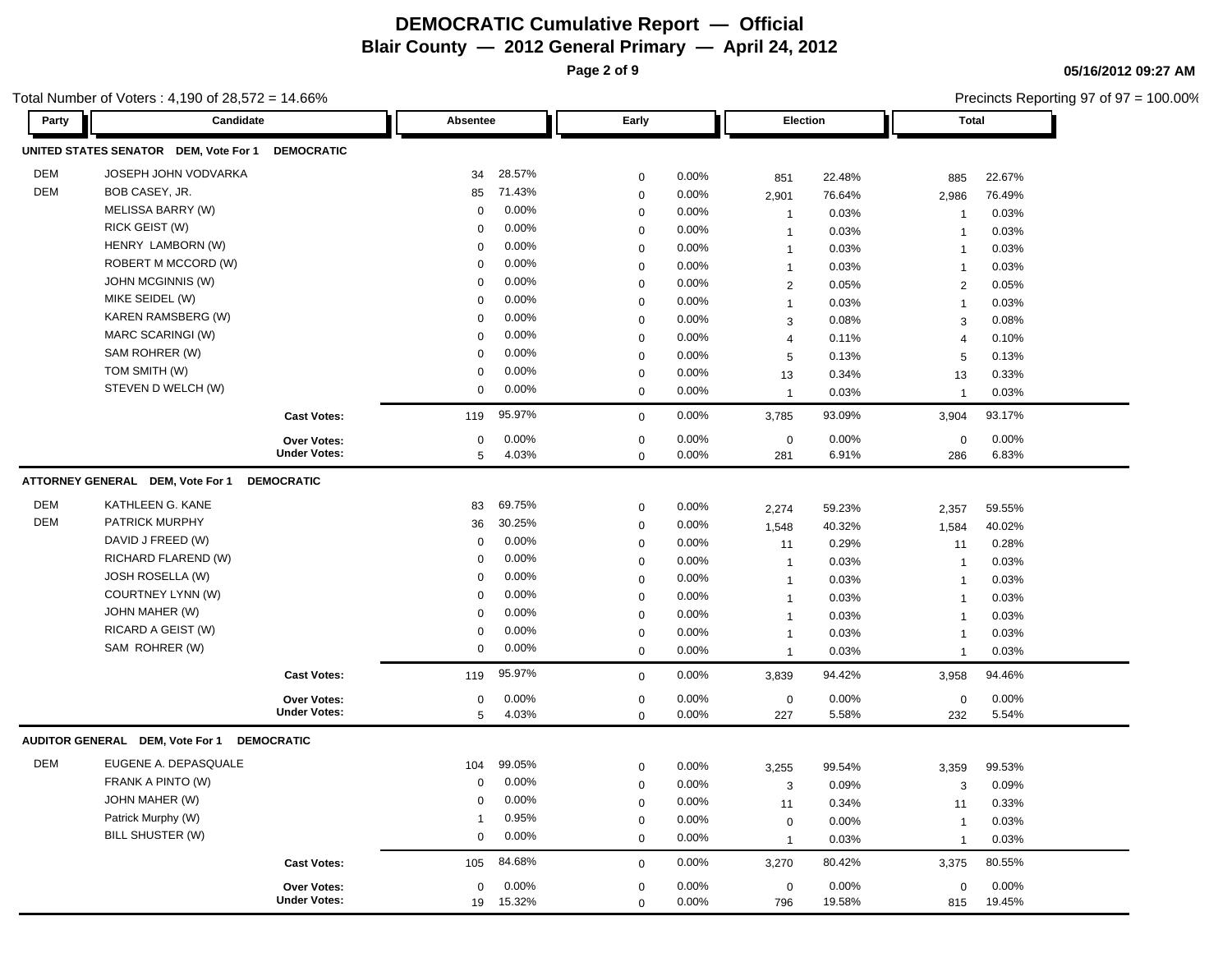# DEMOCRATIC Cumulative Report — Official

## Blair County — 2012 General Primary — April 24, 2012

05/16/2012 09:27 AM

Total Number of Voters : 4,190 of 28,572 = 14.66%

Precincts Reporting 97 of 97 = 100.00%

| Party | Candidate | Absentee | | Early | | Election | | Total | |
|---|---|---|---|---|---|---|---|---|---|
| **UNITED STATES SENATOR DEM, Vote For 1 DEMOCRATIC** | | | | | | | | | |
| DEM | JOSEPH JOHN VODVARKA | 34 | 28.57% | 0 | 0.00% | 851 | 22.48% | 885 | 22.67% |
| DEM | BOB CASEY, JR. | 85 | 71.43% | 0 | 0.00% | 2,901 | 76.64% | 2,986 | 76.49% |
| | MELISSA BARRY (W) | 0 | 0.00% | 0 | 0.00% | 1 | 0.03% | 1 | 0.03% |
| | RICK GEIST (W) | 0 | 0.00% | 0 | 0.00% | 1 | 0.03% | 1 | 0.03% |
| | HENRY LAMBORN (W) | 0 | 0.00% | 0 | 0.00% | 1 | 0.03% | 1 | 0.03% |
| | ROBERT M MCCORD (W) | 0 | 0.00% | 0 | 0.00% | 1 | 0.03% | 1 | 0.03% |
| | JOHN MCGINNIS (W) | 0 | 0.00% | 0 | 0.00% | 2 | 0.05% | 2 | 0.05% |
| | MIKE SEIDEL (W) | 0 | 0.00% | 0 | 0.00% | 1 | 0.03% | 1 | 0.03% |
| | KAREN RAMSBERG (W) | 0 | 0.00% | 0 | 0.00% | 3 | 0.08% | 3 | 0.08% |
| | MARC SCARINGI (W) | 0 | 0.00% | 0 | 0.00% | 4 | 0.11% | 4 | 0.10% |
| | SAM ROHRER (W) | 0 | 0.00% | 0 | 0.00% | 5 | 0.13% | 5 | 0.13% |
| | TOM SMITH (W) | 0 | 0.00% | 0 | 0.00% | 13 | 0.34% | 13 | 0.33% |
| | STEVEN D WELCH (W) | 0 | 0.00% | 0 | 0.00% | 1 | 0.03% | 1 | 0.03% |
| | **Cast Votes:** | 119 | 95.97% | 0 | 0.00% | 3,785 | 93.09% | 3,904 | 93.17% |
| | **Over Votes:** | 0 | 0.00% | 0 | 0.00% | 0 | 0.00% | 0 | 0.00% |
| | **Under Votes:** | 5 | 4.03% | 0 | 0.00% | 281 | 6.91% | 286 | 6.83% |
| **ATTORNEY GENERAL DEM, Vote For 1 DEMOCRATIC** | | | | | | | | | |
| DEM | KATHLEEN G. KANE | 83 | 69.75% | 0 | 0.00% | 2,274 | 59.23% | 2,357 | 59.55% |
| DEM | PATRICK MURPHY | 36 | 30.25% | 0 | 0.00% | 1,548 | 40.32% | 1,584 | 40.02% |
| | DAVID J FREED (W) | 0 | 0.00% | 0 | 0.00% | 11 | 0.29% | 11 | 0.28% |
| | RICHARD FLAREND (W) | 0 | 0.00% | 0 | 0.00% | 1 | 0.03% | 1 | 0.03% |
| | JOSH ROSELLA (W) | 0 | 0.00% | 0 | 0.00% | 1 | 0.03% | 1 | 0.03% |
| | COURTNEY LYNN (W) | 0 | 0.00% | 0 | 0.00% | 1 | 0.03% | 1 | 0.03% |
| | JOHN MAHER (W) | 0 | 0.00% | 0 | 0.00% | 1 | 0.03% | 1 | 0.03% |
| | RICARD A GEIST (W) | 0 | 0.00% | 0 | 0.00% | 1 | 0.03% | 1 | 0.03% |
| | SAM ROHRER (W) | 0 | 0.00% | 0 | 0.00% | 1 | 0.03% | 1 | 0.03% |
| | **Cast Votes:** | 119 | 95.97% | 0 | 0.00% | 3,839 | 94.42% | 3,958 | 94.46% |
| | **Over Votes:** | 0 | 0.00% | 0 | 0.00% | 0 | 0.00% | 0 | 0.00% |
| | **Under Votes:** | 5 | 4.03% | 0 | 0.00% | 227 | 5.58% | 232 | 5.54% |
| **AUDITOR GENERAL DEM, Vote For 1 DEMOCRATIC** | | | | | | | | | |
| DEM | EUGENE A. DEPASQUALE | 104 | 99.05% | 0 | 0.00% | 3,255 | 99.54% | 3,359 | 99.53% |
| | FRANK A PINTO (W) | 0 | 0.00% | 0 | 0.00% | 3 | 0.09% | 3 | 0.09% |
| | JOHN MAHER (W) | 0 | 0.00% | 0 | 0.00% | 11 | 0.34% | 11 | 0.33% |
| | Patrick Murphy (W) | 1 | 0.95% | 0 | 0.00% | 0 | 0.00% | 1 | 0.03% |
| | BILL SHUSTER (W) | 0 | 0.00% | 0 | 0.00% | 1 | 0.03% | 1 | 0.03% |
| | **Cast Votes:** | 105 | 84.68% | 0 | 0.00% | 3,270 | 80.42% | 3,375 | 80.55% |
| | **Over Votes:** | 0 | 0.00% | 0 | 0.00% | 0 | 0.00% | 0 | 0.00% |
| | **Under Votes:** | 19 | 15.32% | 0 | 0.00% | 796 | 19.58% | 815 | 19.45% |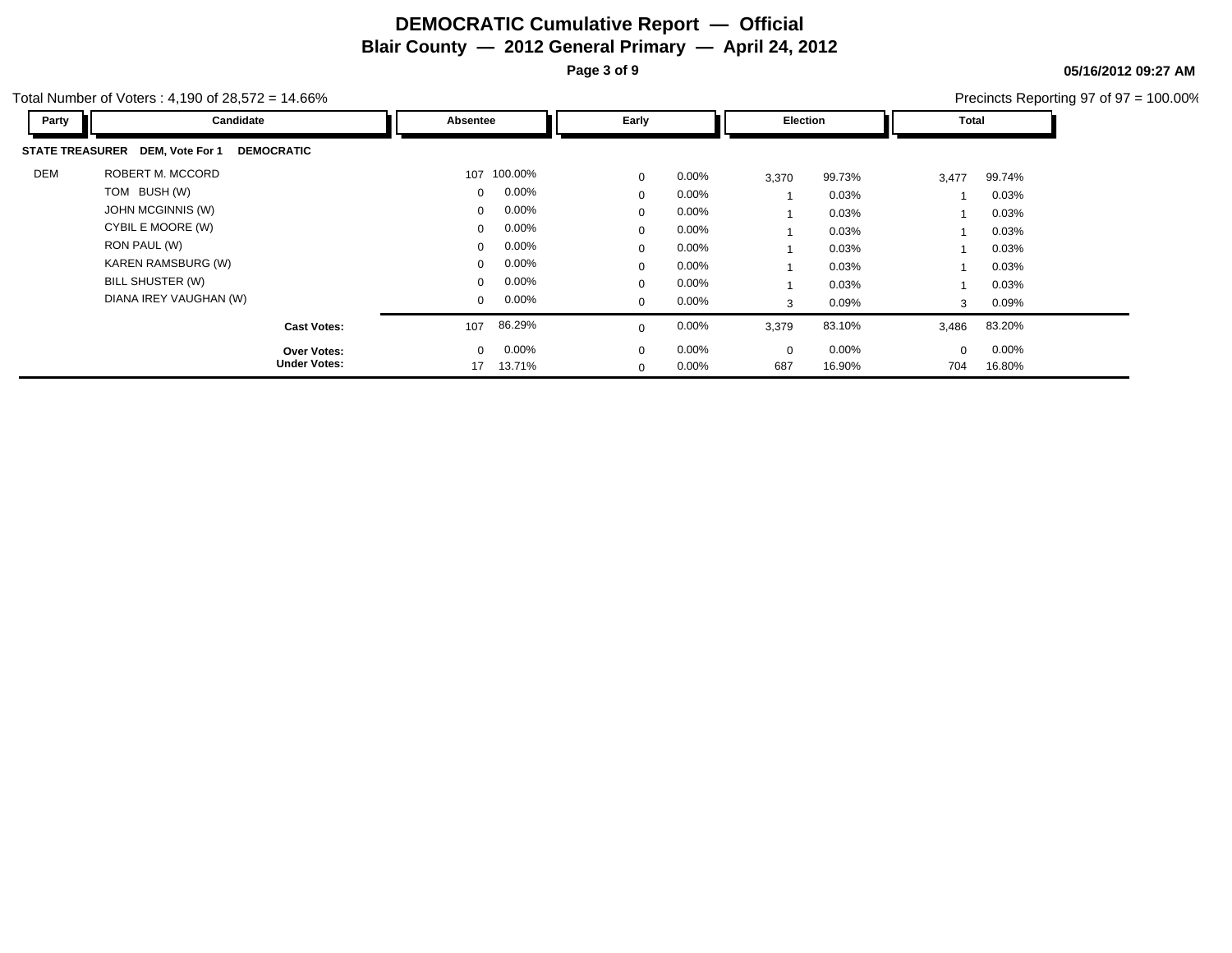# DEMOCRATIC Cumulative Report — Official

## Blair County — 2012 General Primary — April 24, 2012

05/16/2012 09:27 AM

Total Number of Voters : 4,190 of 28,572 = 14.66%

Precincts Reporting 97 of 97 = 100.00%

**STATE TREASURER DEM, Vote For 1 DEMOCRATIC**

| Party | Candidate | Absentee | | Early | | Election | | Total | |
|---|---|---|---|---|---|---|---|---|---|
| DEM | ROBERT M. MCCORD | 107 | 100.00% | 0 | 0.00% | 3,370 | 99.73% | 3,477 | 99.74% |
| | TOM BUSH (W) | 0 | 0.00% | 0 | 0.00% | 1 | 0.03% | 1 | 0.03% |
| | JOHN MCGINNIS (W) | 0 | 0.00% | 0 | 0.00% | 1 | 0.03% | 1 | 0.03% |
| | CYBIL E MOORE (W) | 0 | 0.00% | 0 | 0.00% | 1 | 0.03% | 1 | 0.03% |
| | RON PAUL (W) | 0 | 0.00% | 0 | 0.00% | 1 | 0.03% | 1 | 0.03% |
| | KAREN RAMSBURG (W) | 0 | 0.00% | 0 | 0.00% | 1 | 0.03% | 1 | 0.03% |
| | BILL SHUSTER (W) | 0 | 0.00% | 0 | 0.00% | 1 | 0.03% | 1 | 0.03% |
| | DIANA IREY VAUGHAN (W) | 0 | 0.00% | 0 | 0.00% | 3 | 0.09% | 3 | 0.09% |
| | **Cast Votes:** | 107 | 86.29% | 0 | 0.00% | 3,379 | 83.10% | 3,486 | 83.20% |
| | **Over Votes:** | 0 | 0.00% | 0 | 0.00% | 0 | 0.00% | 0 | 0.00% |
| | **Under Votes:** | 17 | 13.71% | 0 | 0.00% | 687 | 16.90% | 704 | 16.80% |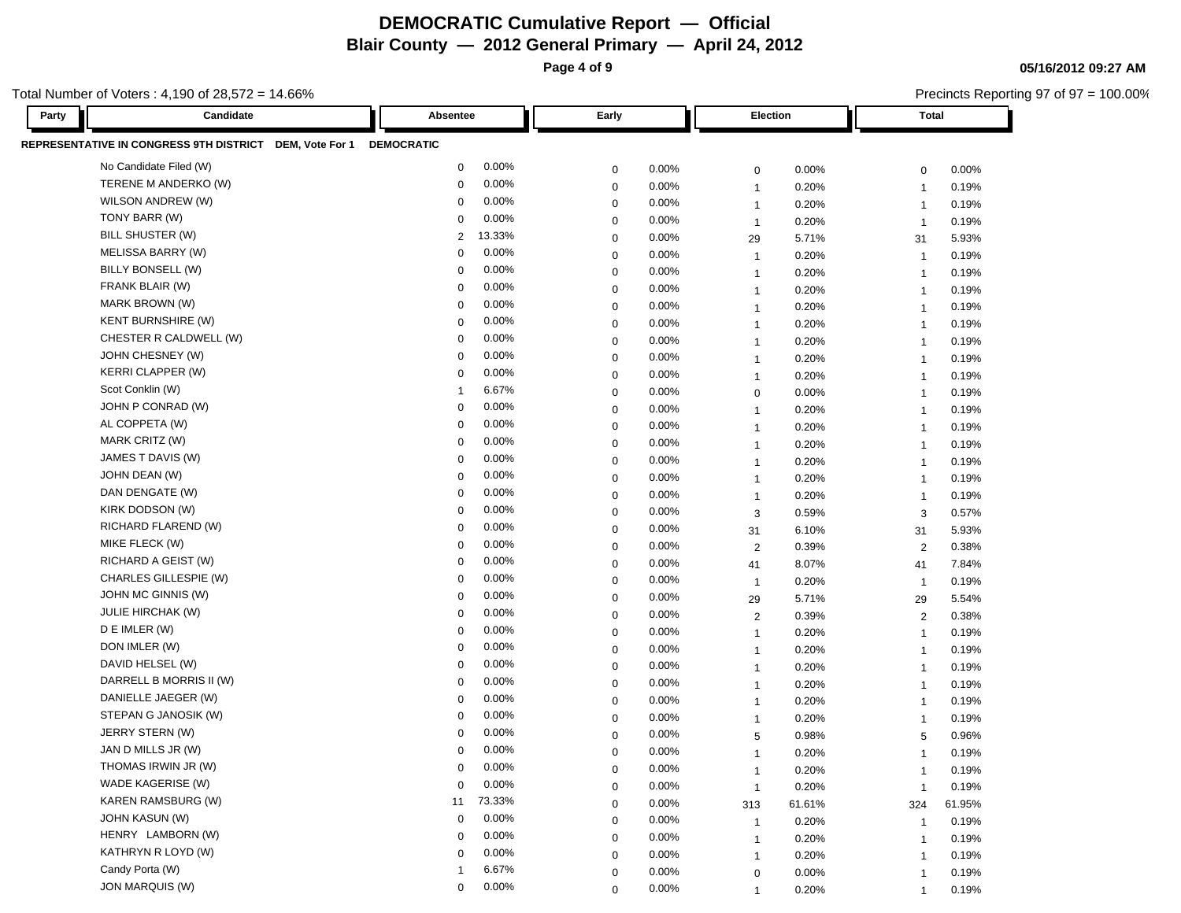# DEMOCRATIC Cumulative Report — Official

## Blair County — 2012 General Primary — April 24, 2012

05/16/2012 09:27 AM

Total Number of Voters : 4,190 of 28,572 = 14.66%

Precincts Reporting 97 of 97 = 100.00%

**REPRESENTATIVE IN CONGRESS 9TH DISTRICT DEM, Vote For 1 DEMOCRATIC**

| Party | Candidate | Absentee | | Early | | Election | | Total | |
|---|---|---|---|---|---|---|---|---|---|
| | No Candidate Filed (W) | 0 | 0.00% | 0 | 0.00% | 0 | 0.00% | 0 | 0.00% |
| | TERENE M ANDERKO (W) | 0 | 0.00% | 0 | 0.00% | 1 | 0.20% | 1 | 0.19% |
| | WILSON ANDREW (W) | 0 | 0.00% | 0 | 0.00% | 1 | 0.20% | 1 | 0.19% |
| | TONY BARR (W) | 0 | 0.00% | 0 | 0.00% | 1 | 0.20% | 1 | 0.19% |
| | BILL SHUSTER (W) | 2 | 13.33% | 0 | 0.00% | 29 | 5.71% | 31 | 5.93% |
| | MELISSA BARRY (W) | 0 | 0.00% | 0 | 0.00% | 1 | 0.20% | 1 | 0.19% |
| | BILLY BONSELL (W) | 0 | 0.00% | 0 | 0.00% | 1 | 0.20% | 1 | 0.19% |
| | FRANK BLAIR (W) | 0 | 0.00% | 0 | 0.00% | 1 | 0.20% | 1 | 0.19% |
| | MARK BROWN (W) | 0 | 0.00% | 0 | 0.00% | 1 | 0.20% | 1 | 0.19% |
| | KENT BURNSHIRE (W) | 0 | 0.00% | 0 | 0.00% | 1 | 0.20% | 1 | 0.19% |
| | CHESTER R CALDWELL (W) | 0 | 0.00% | 0 | 0.00% | 1 | 0.20% | 1 | 0.19% |
| | JOHN CHESNEY (W) | 0 | 0.00% | 0 | 0.00% | 1 | 0.20% | 1 | 0.19% |
| | KERRI CLAPPER (W) | 0 | 0.00% | 0 | 0.00% | 1 | 0.20% | 1 | 0.19% |
| | Scot Conklin (W) | 1 | 6.67% | 0 | 0.00% | 0 | 0.00% | 1 | 0.19% |
| | JOHN P CONRAD (W) | 0 | 0.00% | 0 | 0.00% | 1 | 0.20% | 1 | 0.19% |
| | AL COPPETA (W) | 0 | 0.00% | 0 | 0.00% | 1 | 0.20% | 1 | 0.19% |
| | MARK CRITZ (W) | 0 | 0.00% | 0 | 0.00% | 1 | 0.20% | 1 | 0.19% |
| | JAMES T DAVIS (W) | 0 | 0.00% | 0 | 0.00% | 1 | 0.20% | 1 | 0.19% |
| | JOHN DEAN (W) | 0 | 0.00% | 0 | 0.00% | 1 | 0.20% | 1 | 0.19% |
| | DAN DENGATE (W) | 0 | 0.00% | 0 | 0.00% | 1 | 0.20% | 1 | 0.19% |
| | KIRK DODSON (W) | 0 | 0.00% | 0 | 0.00% | 3 | 0.59% | 3 | 0.57% |
| | RICHARD FLAREND (W) | 0 | 0.00% | 0 | 0.00% | 31 | 6.10% | 31 | 5.93% |
| | MIKE FLECK (W) | 0 | 0.00% | 0 | 0.00% | 2 | 0.39% | 2 | 0.38% |
| | RICHARD A GEIST (W) | 0 | 0.00% | 0 | 0.00% | 41 | 8.07% | 41 | 7.84% |
| | CHARLES GILLESPIE (W) | 0 | 0.00% | 0 | 0.00% | 1 | 0.20% | 1 | 0.19% |
| | JOHN MC GINNIS (W) | 0 | 0.00% | 0 | 0.00% | 29 | 5.71% | 29 | 5.54% |
| | JULIE HIRCHAK (W) | 0 | 0.00% | 0 | 0.00% | 2 | 0.39% | 2 | 0.38% |
| | D E IMLER (W) | 0 | 0.00% | 0 | 0.00% | 1 | 0.20% | 1 | 0.19% |
| | DON IMLER (W) | 0 | 0.00% | 0 | 0.00% | 1 | 0.20% | 1 | 0.19% |
| | DAVID HELSEL (W) | 0 | 0.00% | 0 | 0.00% | 1 | 0.20% | 1 | 0.19% |
| | DARRELL B MORRIS II (W) | 0 | 0.00% | 0 | 0.00% | 1 | 0.20% | 1 | 0.19% |
| | DANIELLE JAEGER (W) | 0 | 0.00% | 0 | 0.00% | 1 | 0.20% | 1 | 0.19% |
| | STEPAN G JANOSIK (W) | 0 | 0.00% | 0 | 0.00% | 1 | 0.20% | 1 | 0.19% |
| | JERRY STERN (W) | 0 | 0.00% | 0 | 0.00% | 5 | 0.98% | 5 | 0.96% |
| | JAN D MILLS JR (W) | 0 | 0.00% | 0 | 0.00% | 1 | 0.20% | 1 | 0.19% |
| | THOMAS IRWIN JR (W) | 0 | 0.00% | 0 | 0.00% | 1 | 0.20% | 1 | 0.19% |
| | WADE KAGERISE (W) | 0 | 0.00% | 0 | 0.00% | 1 | 0.20% | 1 | 0.19% |
| | KAREN RAMSBURG (W) | 11 | 73.33% | 0 | 0.00% | 313 | 61.61% | 324 | 61.95% |
| | JOHN KASUN (W) | 0 | 0.00% | 0 | 0.00% | 1 | 0.20% | 1 | 0.19% |
| | HENRY LAMBORN (W) | 0 | 0.00% | 0 | 0.00% | 1 | 0.20% | 1 | 0.19% |
| | KATHRYN R LOYD (W) | 0 | 0.00% | 0 | 0.00% | 1 | 0.20% | 1 | 0.19% |
| | Candy Porta (W) | 1 | 6.67% | 0 | 0.00% | 0 | 0.00% | 1 | 0.19% |
| | JON MARQUIS (W) | 0 | 0.00% | 0 | 0.00% | 1 | 0.20% | 1 | 0.19% |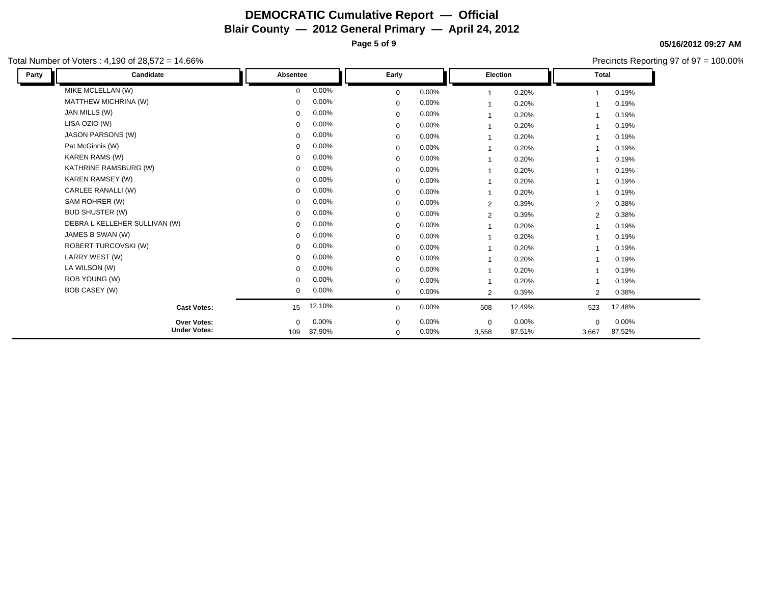# DEMOCRATIC Cumulative Report — Official

## Blair County — 2012 General Primary — April 24, 2012

**05/16/2012 09:27 AM**

Total Number of Voters : 4,190 of 28,572 = 14.66%

Precincts Reporting 97 of 97 = 100.00%

| Party | Candidate | Absentee | | Early | | Election | | Total | |
|---|---|---|---|---|---|---|---|---|---|
| | MIKE MCLELLAN (W) | 0 | 0.00% | 0 | 0.00% | 1 | 0.20% | 1 | 0.19% |
| | MATTHEW MICHRINA (W) | 0 | 0.00% | 0 | 0.00% | 1 | 0.20% | 1 | 0.19% |
| | JAN MILLS (W) | 0 | 0.00% | 0 | 0.00% | 1 | 0.20% | 1 | 0.19% |
| | LISA OZIO (W) | 0 | 0.00% | 0 | 0.00% | 1 | 0.20% | 1 | 0.19% |
| | JASON PARSONS (W) | 0 | 0.00% | 0 | 0.00% | 1 | 0.20% | 1 | 0.19% |
| | Pat McGinnis (W) | 0 | 0.00% | 0 | 0.00% | 1 | 0.20% | 1 | 0.19% |
| | KAREN RAMS (W) | 0 | 0.00% | 0 | 0.00% | 1 | 0.20% | 1 | 0.19% |
| | KATHRINE RAMSBURG (W) | 0 | 0.00% | 0 | 0.00% | 1 | 0.20% | 1 | 0.19% |
| | KAREN RAMSEY (W) | 0 | 0.00% | 0 | 0.00% | 1 | 0.20% | 1 | 0.19% |
| | CARLEE RANALLI (W) | 0 | 0.00% | 0 | 0.00% | 1 | 0.20% | 1 | 0.19% |
| | SAM ROHRER (W) | 0 | 0.00% | 0 | 0.00% | 2 | 0.39% | 2 | 0.38% |
| | BUD SHUSTER (W) | 0 | 0.00% | 0 | 0.00% | 2 | 0.39% | 2 | 0.38% |
| | DEBRA L KELLEHER SULLIVAN (W) | 0 | 0.00% | 0 | 0.00% | 1 | 0.20% | 1 | 0.19% |
| | JAMES B SWAN (W) | 0 | 0.00% | 0 | 0.00% | 1 | 0.20% | 1 | 0.19% |
| | ROBERT TURCOVSKI (W) | 0 | 0.00% | 0 | 0.00% | 1 | 0.20% | 1 | 0.19% |
| | LARRY WEST (W) | 0 | 0.00% | 0 | 0.00% | 1 | 0.20% | 1 | 0.19% |
| | LA WILSON (W) | 0 | 0.00% | 0 | 0.00% | 1 | 0.20% | 1 | 0.19% |
| | ROB YOUNG (W) | 0 | 0.00% | 0 | 0.00% | 1 | 0.20% | 1 | 0.19% |
| | BOB CASEY (W) | 0 | 0.00% | 0 | 0.00% | 2 | 0.39% | 2 | 0.38% |
| | **Cast Votes:** | 15 | 12.10% | 0 | 0.00% | 508 | 12.49% | 523 | 12.48% |
| | **Over Votes:** | 0 | 0.00% | 0 | 0.00% | 0 | 0.00% | 0 | 0.00% |
| | **Under Votes:** | 109 | 87.90% | 0 | 0.00% | 3,558 | 87.51% | 3,667 | 87.52% |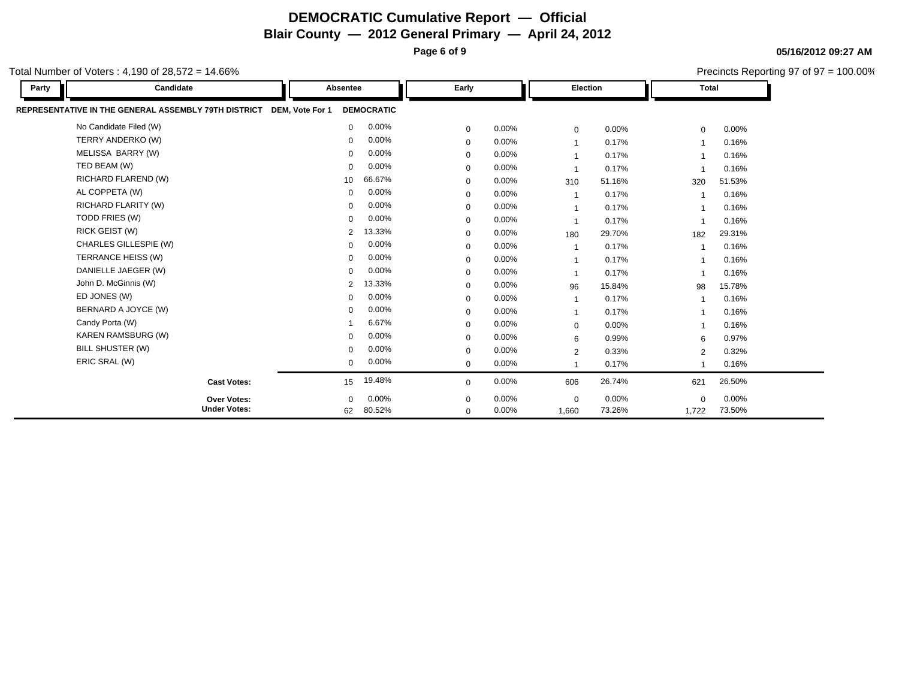# DEMOCRATIC Cumulative Report — Official

## Blair County — 2012 General Primary — April 24, 2012

05/16/2012 09:27 AM

Total Number of Voters : 4,190 of 28,572 = 14.66%

Precincts Reporting 97 of 97 = 100.00%

| Party | Candidate | Absentee | | Early | | Election | | Total | |
|---|---|---|---|---|---|---|---|---|---|
| **REPRESENTATIVE IN THE GENERAL ASSEMBLY 79TH DISTRICT** | **DEM, Vote For 1** | **DEMOCRATIC** | | | | | | | |
| | No Candidate Filed (W) | 0 | 0.00% | 0 | 0.00% | 0 | 0.00% | 0 | 0.00% |
| | TERRY ANDERKO (W) | 0 | 0.00% | 0 | 0.00% | 1 | 0.17% | 1 | 0.16% |
| | MELISSA BARRY (W) | 0 | 0.00% | 0 | 0.00% | 1 | 0.17% | 1 | 0.16% |
| | TED BEAM (W) | 0 | 0.00% | 0 | 0.00% | 1 | 0.17% | 1 | 0.16% |
| | RICHARD FLAREND (W) | 10 | 66.67% | 0 | 0.00% | 310 | 51.16% | 320 | 51.53% |
| | AL COPPETA (W) | 0 | 0.00% | 0 | 0.00% | 1 | 0.17% | 1 | 0.16% |
| | RICHARD FLARITY (W) | 0 | 0.00% | 0 | 0.00% | 1 | 0.17% | 1 | 0.16% |
| | TODD FRIES (W) | 0 | 0.00% | 0 | 0.00% | 1 | 0.17% | 1 | 0.16% |
| | RICK GEIST (W) | 2 | 13.33% | 0 | 0.00% | 180 | 29.70% | 182 | 29.31% |
| | CHARLES GILLESPIE (W) | 0 | 0.00% | 0 | 0.00% | 1 | 0.17% | 1 | 0.16% |
| | TERRANCE HEISS (W) | 0 | 0.00% | 0 | 0.00% | 1 | 0.17% | 1 | 0.16% |
| | DANIELLE JAEGER (W) | 0 | 0.00% | 0 | 0.00% | 1 | 0.17% | 1 | 0.16% |
| | John D. McGinnis (W) | 2 | 13.33% | 0 | 0.00% | 96 | 15.84% | 98 | 15.78% |
| | ED JONES (W) | 0 | 0.00% | 0 | 0.00% | 1 | 0.17% | 1 | 0.16% |
| | BERNARD A JOYCE (W) | 0 | 0.00% | 0 | 0.00% | 1 | 0.17% | 1 | 0.16% |
| | Candy Porta (W) | 1 | 6.67% | 0 | 0.00% | 0 | 0.00% | 1 | 0.16% |
| | KAREN RAMSBURG (W) | 0 | 0.00% | 0 | 0.00% | 6 | 0.99% | 6 | 0.97% |
| | BILL SHUSTER (W) | 0 | 0.00% | 0 | 0.00% | 2 | 0.33% | 2 | 0.32% |
| | ERIC SRAL (W) | 0 | 0.00% | 0 | 0.00% | 1 | 0.17% | 1 | 0.16% |
| | **Cast Votes:** | 15 | 19.48% | 0 | 0.00% | 606 | 26.74% | 621 | 26.50% |
| | **Over Votes:** | 0 | 0.00% | 0 | 0.00% | 0 | 0.00% | 0 | 0.00% |
| | **Under Votes:** | 62 | 80.52% | 0 | 0.00% | 1,660 | 73.26% | 1,722 | 73.50% |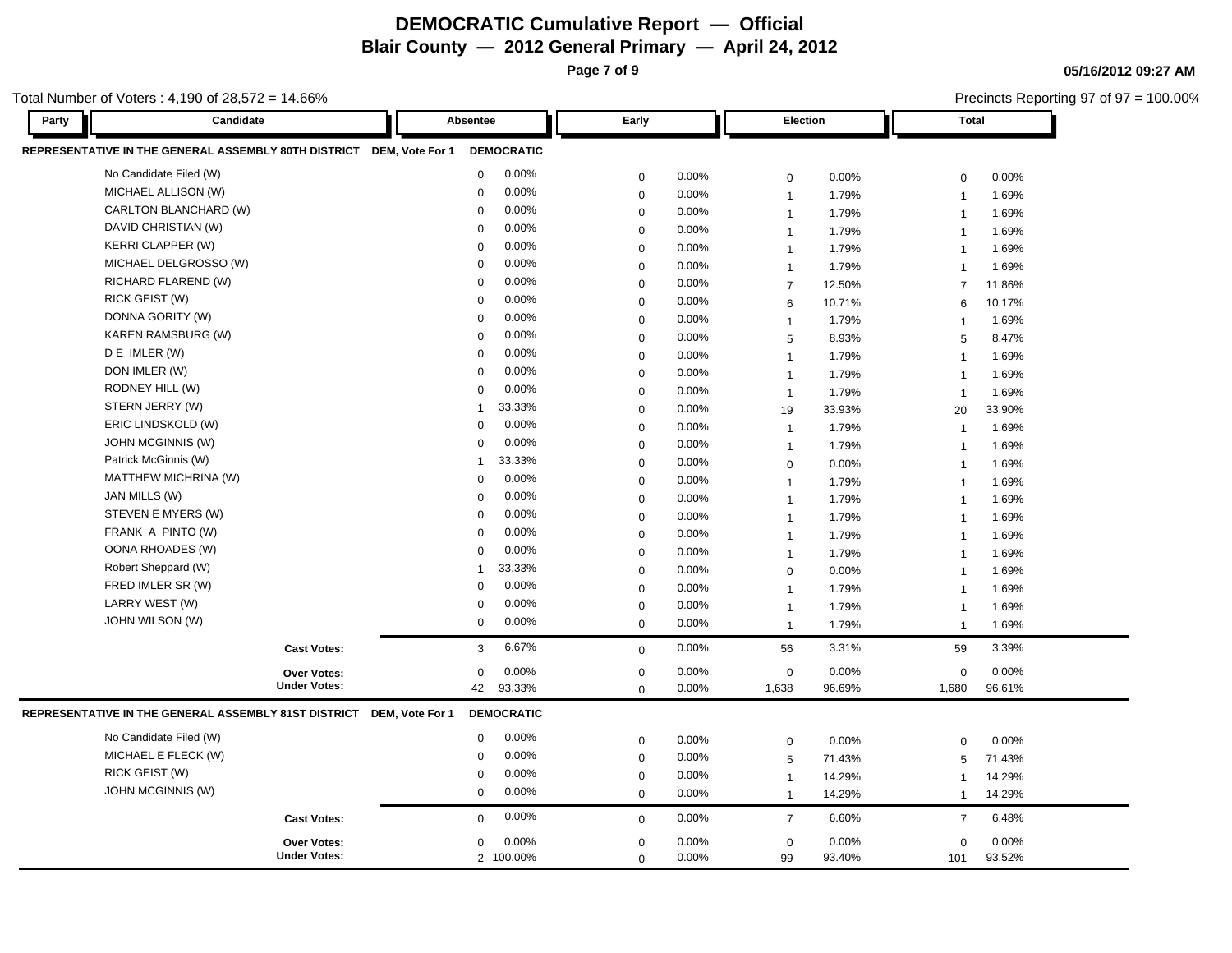# DEMOCRATIC Cumulative Report — Official

## Blair County — 2012 General Primary — April 24, 2012

05/16/2012 09:27 AM

Total Number of Voters : 4,190 of 28,572 = 14.66%

Precincts Reporting 97 of 97 = 100.00%

| Party | Candidate | Absentee | | Early | | Election | | Total | |
|---|---|---|---|---|---|---|---|---|---|
| **REPRESENTATIVE IN THE GENERAL ASSEMBLY 80TH DISTRICT** | **DEM, Vote For 1** | **DEMOCRATIC** | | | | | | | |
| | No Candidate Filed (W) | 0 | 0.00% | 0 | 0.00% | 0 | 0.00% | 0 | 0.00% |
| | MICHAEL ALLISON (W) | 0 | 0.00% | 0 | 0.00% | 1 | 1.79% | 1 | 1.69% |
| | CARLTON BLANCHARD (W) | 0 | 0.00% | 0 | 0.00% | 1 | 1.79% | 1 | 1.69% |
| | DAVID CHRISTIAN (W) | 0 | 0.00% | 0 | 0.00% | 1 | 1.79% | 1 | 1.69% |
| | KERRI CLAPPER (W) | 0 | 0.00% | 0 | 0.00% | 1 | 1.79% | 1 | 1.69% |
| | MICHAEL DELGROSSO (W) | 0 | 0.00% | 0 | 0.00% | 1 | 1.79% | 1 | 1.69% |
| | RICHARD FLAREND (W) | 0 | 0.00% | 0 | 0.00% | 7 | 12.50% | 7 | 11.86% |
| | RICK GEIST (W) | 0 | 0.00% | 0 | 0.00% | 6 | 10.71% | 6 | 10.17% |
| | DONNA GORITY (W) | 0 | 0.00% | 0 | 0.00% | 1 | 1.79% | 1 | 1.69% |
| | KAREN RAMSBURG (W) | 0 | 0.00% | 0 | 0.00% | 5 | 8.93% | 5 | 8.47% |
| | D E IMLER (W) | 0 | 0.00% | 0 | 0.00% | 1 | 1.79% | 1 | 1.69% |
| | DON IMLER (W) | 0 | 0.00% | 0 | 0.00% | 1 | 1.79% | 1 | 1.69% |
| | RODNEY HILL (W) | 0 | 0.00% | 0 | 0.00% | 1 | 1.79% | 1 | 1.69% |
| | STERN JERRY (W) | 1 | 33.33% | 0 | 0.00% | 19 | 33.93% | 20 | 33.90% |
| | ERIC LINDSKOLD (W) | 0 | 0.00% | 0 | 0.00% | 1 | 1.79% | 1 | 1.69% |
| | JOHN MCGINNIS (W) | 0 | 0.00% | 0 | 0.00% | 1 | 1.79% | 1 | 1.69% |
| | Patrick McGinnis (W) | 1 | 33.33% | 0 | 0.00% | 0 | 0.00% | 1 | 1.69% |
| | MATTHEW MICHRINA (W) | 0 | 0.00% | 0 | 0.00% | 1 | 1.79% | 1 | 1.69% |
| | JAN MILLS (W) | 0 | 0.00% | 0 | 0.00% | 1 | 1.79% | 1 | 1.69% |
| | STEVEN E MYERS (W) | 0 | 0.00% | 0 | 0.00% | 1 | 1.79% | 1 | 1.69% |
| | FRANK A PINTO (W) | 0 | 0.00% | 0 | 0.00% | 1 | 1.79% | 1 | 1.69% |
| | OONA RHOADES (W) | 0 | 0.00% | 0 | 0.00% | 1 | 1.79% | 1 | 1.69% |
| | Robert Sheppard (W) | 1 | 33.33% | 0 | 0.00% | 0 | 0.00% | 1 | 1.69% |
| | FRED IMLER SR (W) | 0 | 0.00% | 0 | 0.00% | 1 | 1.79% | 1 | 1.69% |
| | LARRY WEST (W) | 0 | 0.00% | 0 | 0.00% | 1 | 1.79% | 1 | 1.69% |
| | JOHN WILSON (W) | 0 | 0.00% | 0 | 0.00% | 1 | 1.79% | 1 | 1.69% |
| | **Cast Votes:** | 3 | 6.67% | 0 | 0.00% | 56 | 3.31% | 59 | 3.39% |
| | **Over Votes:** | 0 | 0.00% | 0 | 0.00% | 0 | 0.00% | 0 | 0.00% |
| | **Under Votes:** | 42 | 93.33% | 0 | 0.00% | 1,638 | 96.69% | 1,680 | 96.61% |
| **REPRESENTATIVE IN THE GENERAL ASSEMBLY 81ST DISTRICT** | **DEM, Vote For 1** | **DEMOCRATIC** | | | | | | | |
| | No Candidate Filed (W) | 0 | 0.00% | 0 | 0.00% | 0 | 0.00% | 0 | 0.00% |
| | MICHAEL E FLECK (W) | 0 | 0.00% | 0 | 0.00% | 5 | 71.43% | 5 | 71.43% |
| | RICK GEIST (W) | 0 | 0.00% | 0 | 0.00% | 1 | 14.29% | 1 | 14.29% |
| | JOHN MCGINNIS (W) | 0 | 0.00% | 0 | 0.00% | 1 | 14.29% | 1 | 14.29% |
| | **Cast Votes:** | 0 | 0.00% | 0 | 0.00% | 7 | 6.60% | 7 | 6.48% |
| | **Over Votes:** | 0 | 0.00% | 0 | 0.00% | 0 | 0.00% | 0 | 0.00% |
| | **Under Votes:** | 2 | 100.00% | 0 | 0.00% | 99 | 93.40% | 101 | 93.52% |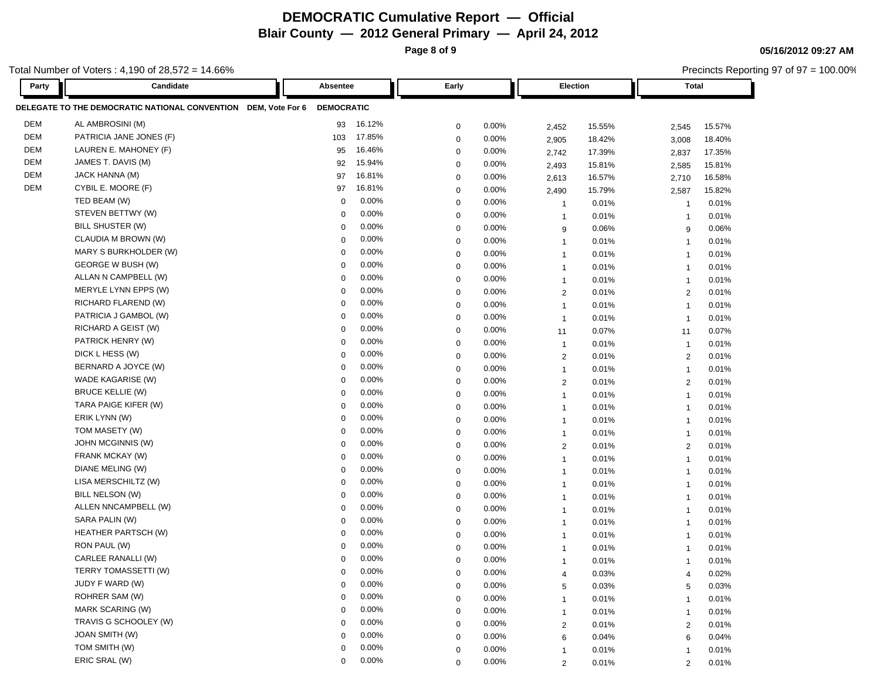# DEMOCRATIC Cumulative Report — Official

## Blair County — 2012 General Primary — April 24, 2012

05/16/2012 09:27 AM

Total Number of Voters : 4,190 of 28,572 = 14.66%

Precincts Reporting 97 of 97 = 100.00%

**DELEGATE TO THE DEMOCRATIC NATIONAL CONVENTION DEM, Vote For 6 DEMOCRATIC**

| Party | Candidate | Absentee | | Early | | Election | | Total | |
|---|---|---|---|---|---|---|---|---|---|
| DEM | AL AMBROSINI (M) | 93 | 16.12% | 0 | 0.00% | 2,452 | 15.55% | 2,545 | 15.57% |
| DEM | PATRICIA JANE JONES (F) | 103 | 17.85% | 0 | 0.00% | 2,905 | 18.42% | 3,008 | 18.40% |
| DEM | LAUREN E. MAHONEY (F) | 95 | 16.46% | 0 | 0.00% | 2,742 | 17.39% | 2,837 | 17.35% |
| DEM | JAMES T. DAVIS (M) | 92 | 15.94% | 0 | 0.00% | 2,493 | 15.81% | 2,585 | 15.81% |
| DEM | JACK HANNA (M) | 97 | 16.81% | 0 | 0.00% | 2,613 | 16.57% | 2,710 | 16.58% |
| DEM | CYBIL E. MOORE (F) | 97 | 16.81% | 0 | 0.00% | 2,490 | 15.79% | 2,587 | 15.82% |
| | TED BEAM (W) | 0 | 0.00% | 0 | 0.00% | 1 | 0.01% | 1 | 0.01% |
| | STEVEN BETTWY (W) | 0 | 0.00% | 0 | 0.00% | 1 | 0.01% | 1 | 0.01% |
| | BILL SHUSTER (W) | 0 | 0.00% | 0 | 0.00% | 9 | 0.06% | 9 | 0.06% |
| | CLAUDIA M BROWN (W) | 0 | 0.00% | 0 | 0.00% | 1 | 0.01% | 1 | 0.01% |
| | MARY S BURKHOLDER (W) | 0 | 0.00% | 0 | 0.00% | 1 | 0.01% | 1 | 0.01% |
| | GEORGE W BUSH (W) | 0 | 0.00% | 0 | 0.00% | 1 | 0.01% | 1 | 0.01% |
| | ALLAN N CAMPBELL (W) | 0 | 0.00% | 0 | 0.00% | 1 | 0.01% | 1 | 0.01% |
| | MERYLE LYNN EPPS (W) | 0 | 0.00% | 0 | 0.00% | 2 | 0.01% | 2 | 0.01% |
| | RICHARD FLAREND (W) | 0 | 0.00% | 0 | 0.00% | 1 | 0.01% | 1 | 0.01% |
| | PATRICIA J GAMBOL (W) | 0 | 0.00% | 0 | 0.00% | 1 | 0.01% | 1 | 0.01% |
| | RICHARD A GEIST (W) | 0 | 0.00% | 0 | 0.00% | 11 | 0.07% | 11 | 0.07% |
| | PATRICK HENRY (W) | 0 | 0.00% | 0 | 0.00% | 1 | 0.01% | 1 | 0.01% |
| | DICK L HESS (W) | 0 | 0.00% | 0 | 0.00% | 2 | 0.01% | 2 | 0.01% |
| | BERNARD A JOYCE (W) | 0 | 0.00% | 0 | 0.00% | 1 | 0.01% | 1 | 0.01% |
| | WADE KAGARISE (W) | 0 | 0.00% | 0 | 0.00% | 2 | 0.01% | 2 | 0.01% |
| | BRUCE KELLIE (W) | 0 | 0.00% | 0 | 0.00% | 1 | 0.01% | 1 | 0.01% |
| | TARA PAIGE KIFER (W) | 0 | 0.00% | 0 | 0.00% | 1 | 0.01% | 1 | 0.01% |
| | ERIK LYNN (W) | 0 | 0.00% | 0 | 0.00% | 1 | 0.01% | 1 | 0.01% |
| | TOM MASETY (W) | 0 | 0.00% | 0 | 0.00% | 1 | 0.01% | 1 | 0.01% |
| | JOHN MCGINNIS (W) | 0 | 0.00% | 0 | 0.00% | 2 | 0.01% | 2 | 0.01% |
| | FRANK MCKAY (W) | 0 | 0.00% | 0 | 0.00% | 1 | 0.01% | 1 | 0.01% |
| | DIANE MELING (W) | 0 | 0.00% | 0 | 0.00% | 1 | 0.01% | 1 | 0.01% |
| | LISA MERSCHILTZ (W) | 0 | 0.00% | 0 | 0.00% | 1 | 0.01% | 1 | 0.01% |
| | BILL NELSON (W) | 0 | 0.00% | 0 | 0.00% | 1 | 0.01% | 1 | 0.01% |
| | ALLEN NNCAMPBELL (W) | 0 | 0.00% | 0 | 0.00% | 1 | 0.01% | 1 | 0.01% |
| | SARA PALIN (W) | 0 | 0.00% | 0 | 0.00% | 1 | 0.01% | 1 | 0.01% |
| | HEATHER PARTSCH (W) | 0 | 0.00% | 0 | 0.00% | 1 | 0.01% | 1 | 0.01% |
| | RON PAUL (W) | 0 | 0.00% | 0 | 0.00% | 1 | 0.01% | 1 | 0.01% |
| | CARLEE RANALLI (W) | 0 | 0.00% | 0 | 0.00% | 1 | 0.01% | 1 | 0.01% |
| | TERRY TOMASSETTI (W) | 0 | 0.00% | 0 | 0.00% | 4 | 0.03% | 4 | 0.02% |
| | JUDY F WARD (W) | 0 | 0.00% | 0 | 0.00% | 5 | 0.03% | 5 | 0.03% |
| | ROHRER SAM (W) | 0 | 0.00% | 0 | 0.00% | 1 | 0.01% | 1 | 0.01% |
| | MARK SCARING (W) | 0 | 0.00% | 0 | 0.00% | 1 | 0.01% | 1 | 0.01% |
| | TRAVIS G SCHOOLEY (W) | 0 | 0.00% | 0 | 0.00% | 2 | 0.01% | 2 | 0.01% |
| | JOAN SMITH (W) | 0 | 0.00% | 0 | 0.00% | 6 | 0.04% | 6 | 0.04% |
| | TOM SMITH (W) | 0 | 0.00% | 0 | 0.00% | 1 | 0.01% | 1 | 0.01% |
| | ERIC SRAL (W) | 0 | 0.00% | 0 | 0.00% | 2 | 0.01% | 2 | 0.01% |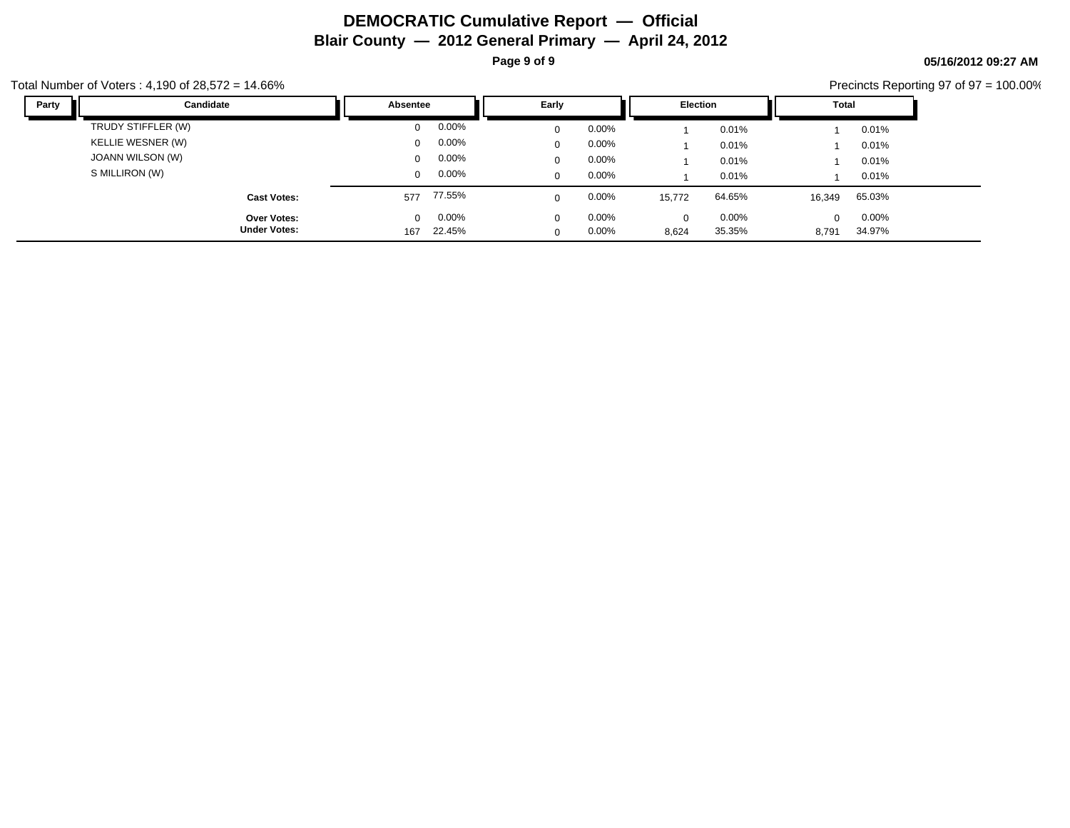# DEMOCRATIC Cumulative Report — Official
## Blair County — 2012 General Primary — April 24, 2012

05/16/2012 09:27 AM

Total Number of Voters : 4,190 of 28,572 = 14.66%

Precincts Reporting 97 of 97 = 100.00%

| Party | Candidate | Absentee | | Early | | Election | | Total | |
|---|---|---|---|---|---|---|---|---|---|
| | TRUDY STIFFLER (W) | 0 | 0.00% | 0 | 0.00% | 1 | 0.01% | 1 | 0.01% |
| | KELLIE WESNER (W) | 0 | 0.00% | 0 | 0.00% | 1 | 0.01% | 1 | 0.01% |
| | JOANN WILSON (W) | 0 | 0.00% | 0 | 0.00% | 1 | 0.01% | 1 | 0.01% |
| | S MILLIRON (W) | 0 | 0.00% | 0 | 0.00% | 1 | 0.01% | 1 | 0.01% |
| | **Cast Votes:** | 577 | 77.55% | 0 | 0.00% | 15,772 | 64.65% | 16,349 | 65.03% |
| | **Over Votes:** | 0 | 0.00% | 0 | 0.00% | 0 | 0.00% | 0 | 0.00% |
| | **Under Votes:** | 167 | 22.45% | 0 | 0.00% | 8,624 | 35.35% | 8,791 | 34.97% |